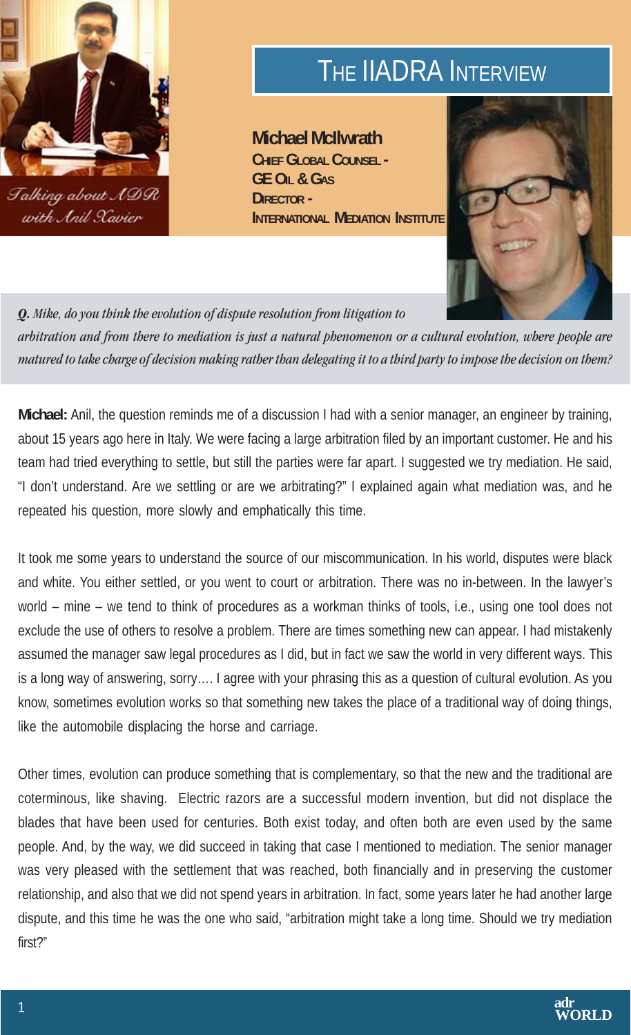"Talking about ADR with Anil Xavier"

# The IIADRA Interview

**Michael McIlwrath**
**Chief Global Counsel - GE Oil & Gas**
**Director - International Mediation Institute**

***Q.** Mike, do you think the evolution of dispute resolution from litigation to arbitration and from there to mediation is just a natural phenomenon or a cultural evolution, where people are matured to take charge of decision making rather than delegating it to a third party to impose the decision on them?*

**Michael:** Anil, the question reminds me of a discussion I had with a senior manager, an engineer by training, about 15 years ago here in Italy. We were facing a large arbitration filed by an important customer. He and his team had tried everything to settle, but still the parties were far apart. I suggested we try mediation. He said, "I don't understand. Are we settling or are we arbitrating?" I explained again what mediation was, and he repeated his question, more slowly and emphatically this time.

It took me some years to understand the source of our miscommunication. In his world, disputes were black and white. You either settled, or you went to court or arbitration. There was no in-between. In the lawyer's world – mine – we tend to think of procedures as a workman thinks of tools, i.e., using one tool does not exclude the use of others to resolve a problem. There are times something new can appear. I had mistakenly assumed the manager saw legal procedures as I did, but in fact we saw the world in very different ways. This is a long way of answering, sorry…. I agree with your phrasing this as a question of cultural evolution. As you know, sometimes evolution works so that something new takes the place of a traditional way of doing things, like the automobile displacing the horse and carriage.

Other times, evolution can produce something that is complementary, so that the new and the traditional are coterminous, like shaving. Electric razors are a successful modern invention, but did not displace the blades that have been used for centuries. Both exist today, and often both are even used by the same people. And, by the way, we did succeed in taking that case I mentioned to mediation. The senior manager was very pleased with the settlement that was reached, both financially and in preserving the customer relationship, and also that we did not spend years in arbitration. In fact, some years later he had another large dispute, and this time he was the one who said, "arbitration might take a long time. Should we try mediation first?"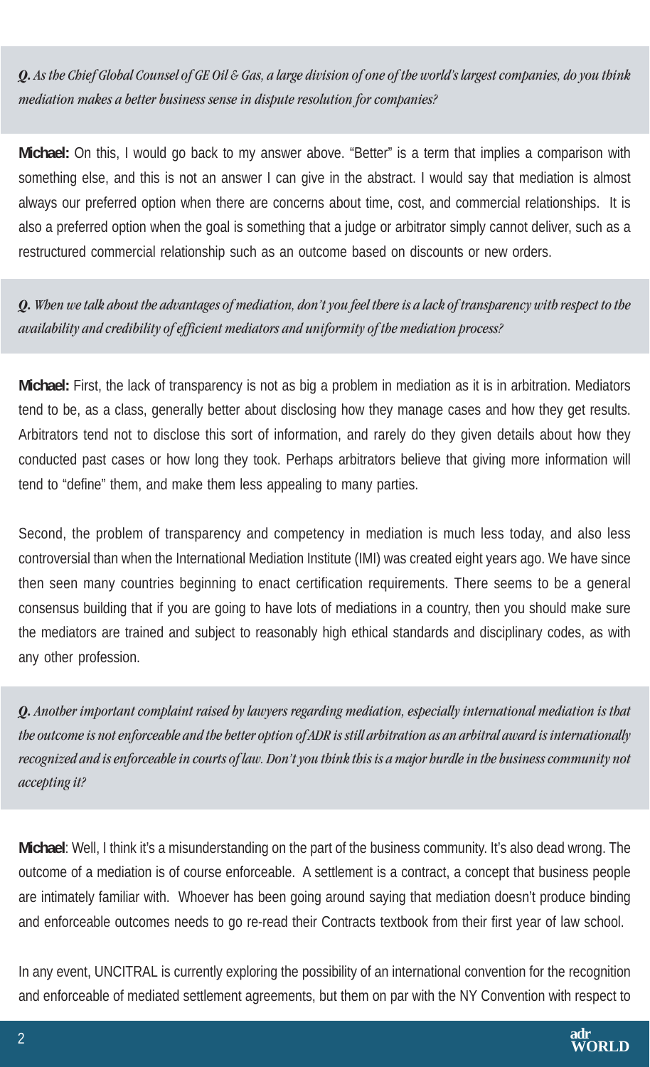*Q. As the Chief Global Counsel of GE Oil & Gas, a large division of one of the world's largest companies, do you think mediation makes a better business sense in dispute resolution for companies?*

**Michael:** On this, I would go back to my answer above. "Better" is a term that implies a comparison with something else, and this is not an answer I can give in the abstract. I would say that mediation is almost always our preferred option when there are concerns about time, cost, and commercial relationships. It is also a preferred option when the goal is something that a judge or arbitrator simply cannot deliver, such as a restructured commercial relationship such as an outcome based on discounts or new orders.

*Q. When we talk about the advantages of mediation, don't you feel there is a lack of transparency with respect to the availability and credibility of efficient mediators and uniformity of the mediation process?*

**Michael:** First, the lack of transparency is not as big a problem in mediation as it is in arbitration. Mediators tend to be, as a class, generally better about disclosing how they manage cases and how they get results. Arbitrators tend not to disclose this sort of information, and rarely do they given details about how they conducted past cases or how long they took. Perhaps arbitrators believe that giving more information will tend to "define" them, and make them less appealing to many parties.

Second, the problem of transparency and competency in mediation is much less today, and also less controversial than when the International Mediation Institute (IMI) was created eight years ago. We have since then seen many countries beginning to enact certification requirements. There seems to be a general consensus building that if you are going to have lots of mediations in a country, then you should make sure the mediators are trained and subject to reasonably high ethical standards and disciplinary codes, as with any other profession.

*Q. Another important complaint raised by lawyers regarding mediation, especially international mediation is that the outcome is not enforceable and the better option of ADR is still arbitration as an arbitral award is internationally recognized and is enforceable in courts of law. Don't you think this is a major hurdle in the business community not accepting it?*

**Michael**: Well, I think it's a misunderstanding on the part of the business community. It's also dead wrong. The outcome of a mediation is of course enforceable. A settlement is a contract, a concept that business people are intimately familiar with. Whoever has been going around saying that mediation doesn't produce binding and enforceable outcomes needs to go re-read their Contracts textbook from their first year of law school.

In any event, UNCITRAL is currently exploring the possibility of an international convention for the recognition and enforceable of mediated settlement agreements, but them on par with the NY Convention with respect to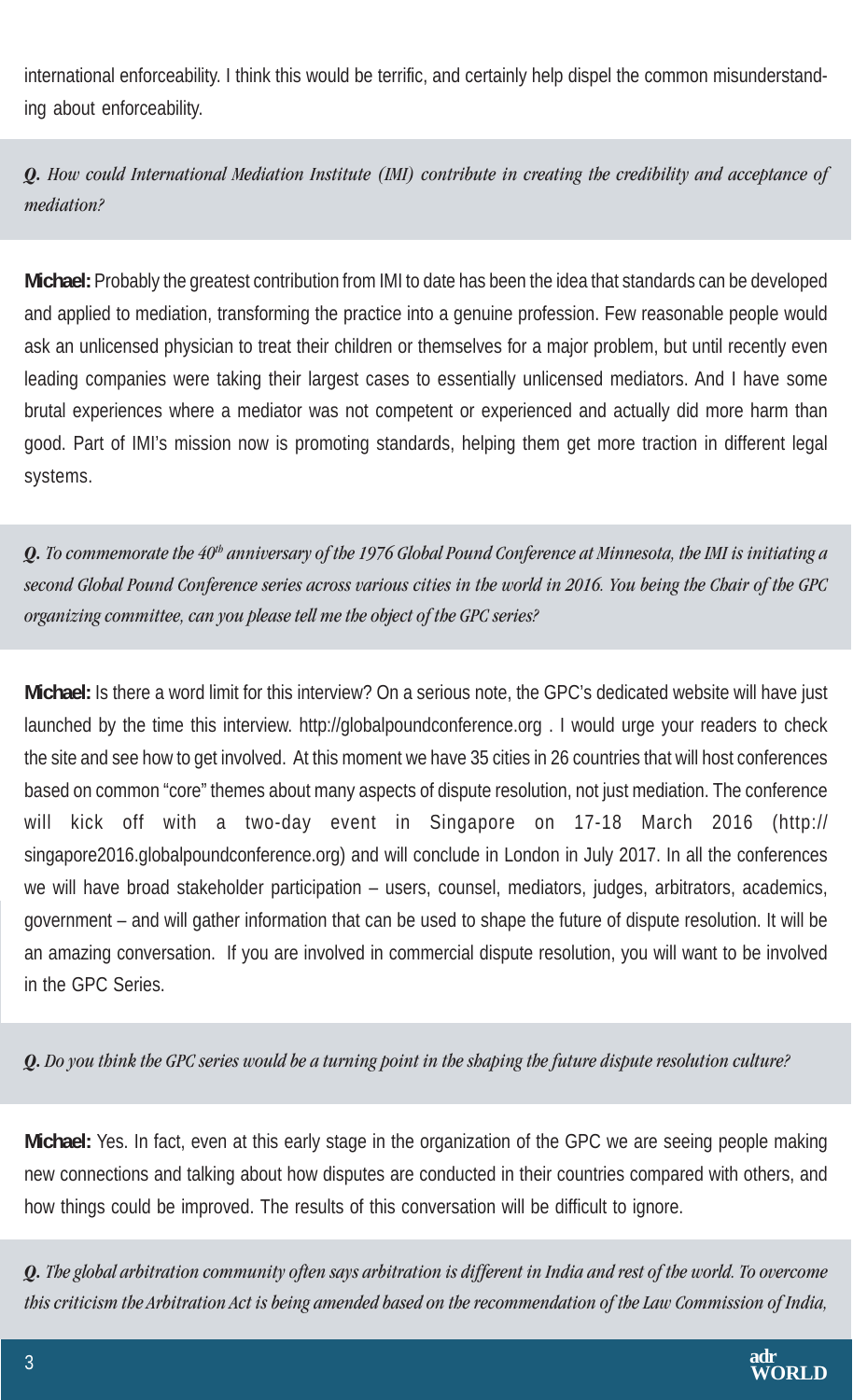international enforceability. I think this would be terrific, and certainly help dispel the common misunderstanding about enforceability.

***Q.** How could International Mediation Institute (IMI) contribute in creating the credibility and acceptance of mediation?*

**Michael:** Probably the greatest contribution from IMI to date has been the idea that standards can be developed and applied to mediation, transforming the practice into a genuine profession. Few reasonable people would ask an unlicensed physician to treat their children or themselves for a major problem, but until recently even leading companies were taking their largest cases to essentially unlicensed mediators. And I have some brutal experiences where a mediator was not competent or experienced and actually did more harm than good. Part of IMI's mission now is promoting standards, helping them get more traction in different legal systems.

***Q.** To commemorate the 40th anniversary of the 1976 Global Pound Conference at Minnesota, the IMI is initiating a second Global Pound Conference series across various cities in the world in 2016. You being the Chair of the GPC organizing committee, can you please tell me the object of the GPC series?*

**Michael:** Is there a word limit for this interview? On a serious note, the GPC's dedicated website will have just launched by the time this interview. http://globalpoundconference.org . I would urge your readers to check the site and see how to get involved. At this moment we have 35 cities in 26 countries that will host conferences based on common "core" themes about many aspects of dispute resolution, not just mediation. The conference will kick off with a two-day event in Singapore on 17-18 March 2016 (http://singapore2016.globalpoundconference.org) and will conclude in London in July 2017. In all the conferences we will have broad stakeholder participation – users, counsel, mediators, judges, arbitrators, academics, government – and will gather information that can be used to shape the future of dispute resolution. It will be an amazing conversation. If you are involved in commercial dispute resolution, you will want to be involved in the GPC Series.

***Q.** Do you think the GPC series would be a turning point in the shaping the future dispute resolution culture?*

**Michael:** Yes. In fact, even at this early stage in the organization of the GPC we are seeing people making new connections and talking about how disputes are conducted in their countries compared with others, and how things could be improved. The results of this conversation will be difficult to ignore.

***Q.** The global arbitration community often says arbitration is different in India and rest of the world. To overcome this criticism the Arbitration Act is being amended based on the recommendation of the Law Commission of India,*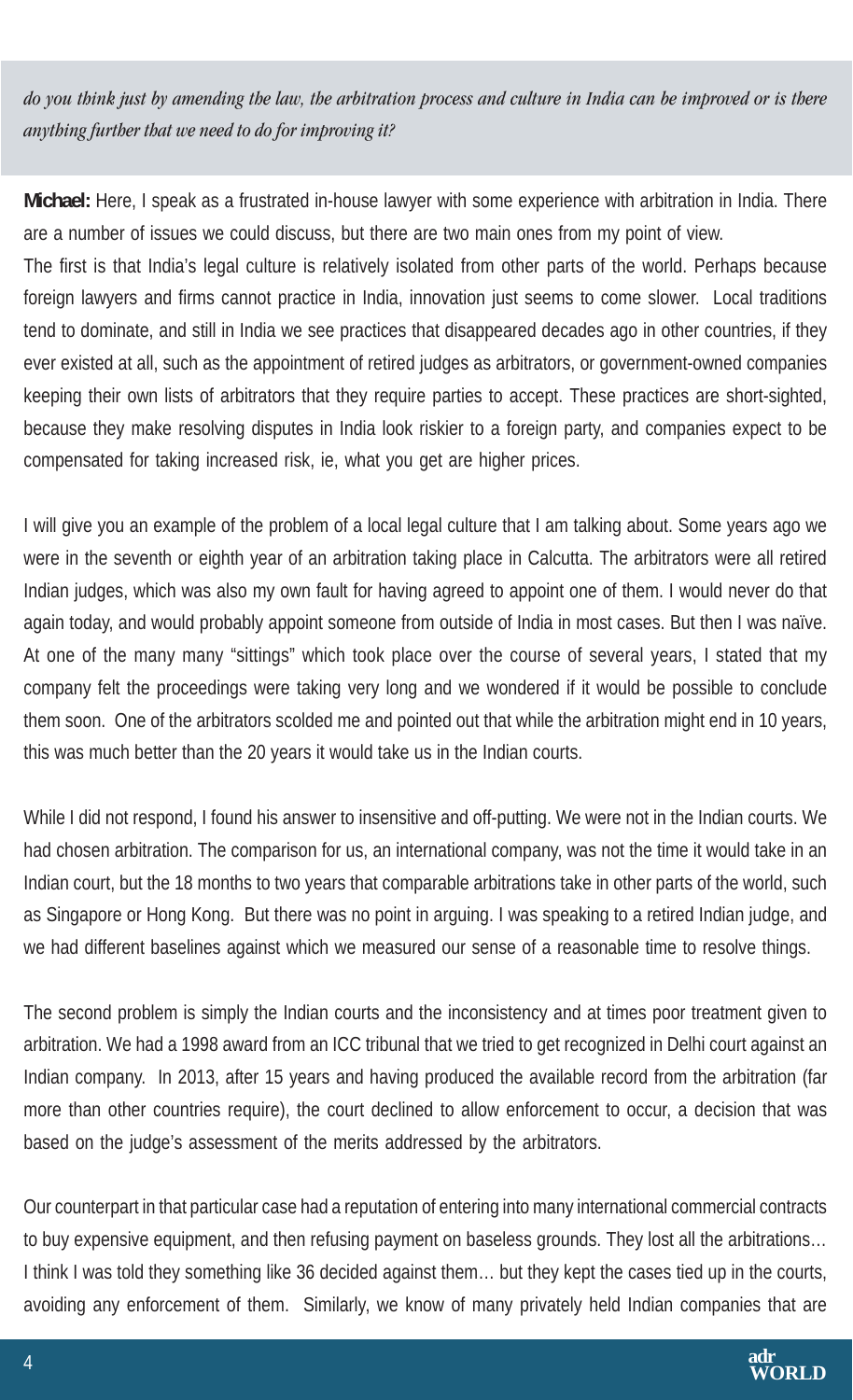*do you think just by amending the law, the arbitration process and culture in India can be improved or is there anything further that we need to do for improving it?*

**Michael:** Here, I speak as a frustrated in-house lawyer with some experience with arbitration in India. There are a number of issues we could discuss, but there are two main ones from my point of view.

The first is that India's legal culture is relatively isolated from other parts of the world. Perhaps because foreign lawyers and firms cannot practice in India, innovation just seems to come slower. Local traditions tend to dominate, and still in India we see practices that disappeared decades ago in other countries, if they ever existed at all, such as the appointment of retired judges as arbitrators, or government-owned companies keeping their own lists of arbitrators that they require parties to accept. These practices are short-sighted, because they make resolving disputes in India look riskier to a foreign party, and companies expect to be compensated for taking increased risk, ie, what you get are higher prices.

I will give you an example of the problem of a local legal culture that I am talking about. Some years ago we were in the seventh or eighth year of an arbitration taking place in Calcutta. The arbitrators were all retired Indian judges, which was also my own fault for having agreed to appoint one of them. I would never do that again today, and would probably appoint someone from outside of India in most cases. But then I was naïve. At one of the many many "sittings" which took place over the course of several years, I stated that my company felt the proceedings were taking very long and we wondered if it would be possible to conclude them soon. One of the arbitrators scolded me and pointed out that while the arbitration might end in 10 years, this was much better than the 20 years it would take us in the Indian courts.

While I did not respond, I found his answer to insensitive and off-putting. We were not in the Indian courts. We had chosen arbitration. The comparison for us, an international company, was not the time it would take in an Indian court, but the 18 months to two years that comparable arbitrations take in other parts of the world, such as Singapore or Hong Kong. But there was no point in arguing. I was speaking to a retired Indian judge, and we had different baselines against which we measured our sense of a reasonable time to resolve things.

The second problem is simply the Indian courts and the inconsistency and at times poor treatment given to arbitration. We had a 1998 award from an ICC tribunal that we tried to get recognized in Delhi court against an Indian company. In 2013, after 15 years and having produced the available record from the arbitration (far more than other countries require), the court declined to allow enforcement to occur, a decision that was based on the judge's assessment of the merits addressed by the arbitrators.

Our counterpart in that particular case had a reputation of entering into many international commercial contracts to buy expensive equipment, and then refusing payment on baseless grounds. They lost all the arbitrations… I think I was told they something like 36 decided against them… but they kept the cases tied up in the courts, avoiding any enforcement of them. Similarly, we know of many privately held Indian companies that are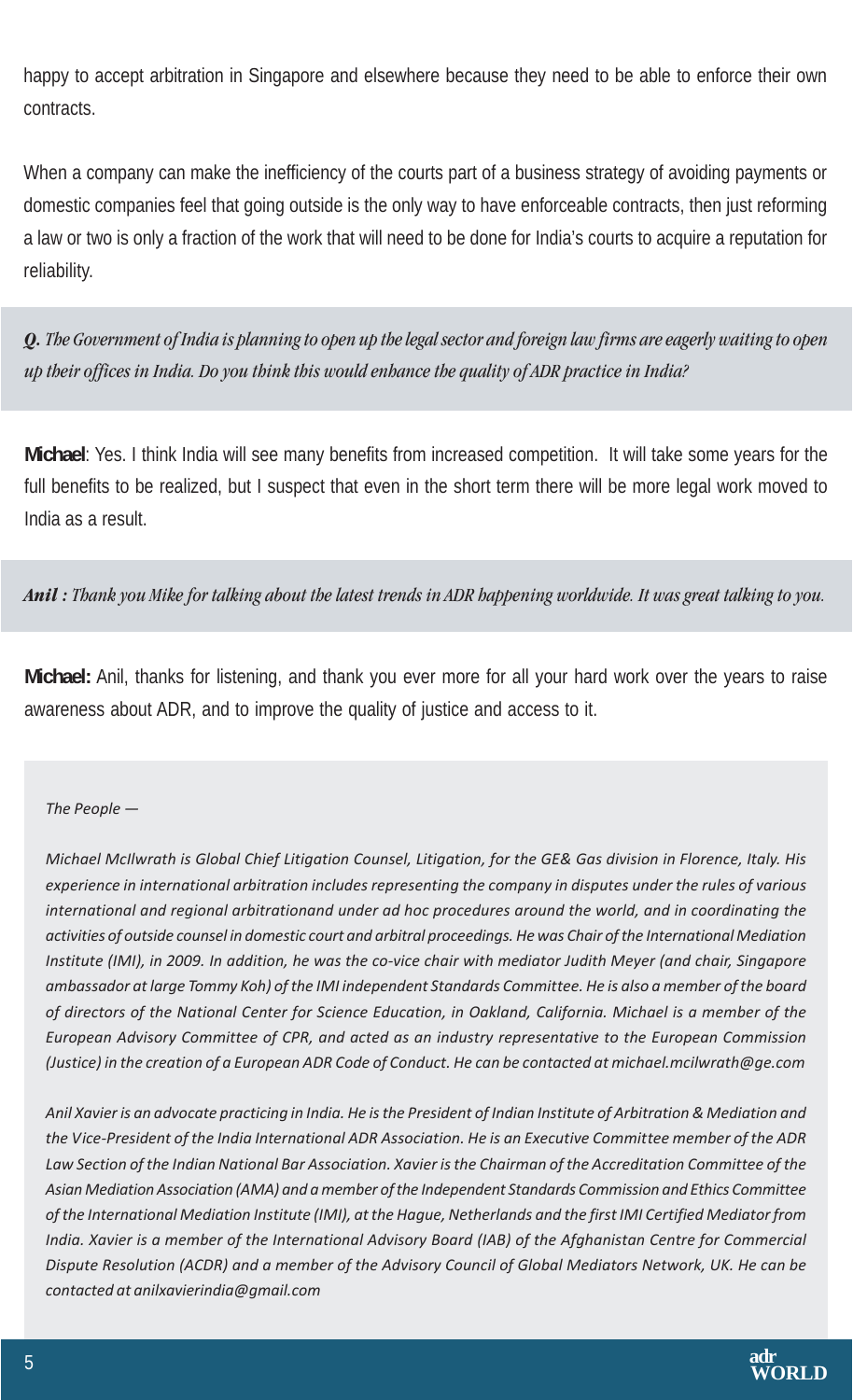happy to accept arbitration in Singapore and elsewhere because they need to be able to enforce their own contracts.

When a company can make the inefficiency of the courts part of a business strategy of avoiding payments or domestic companies feel that going outside is the only way to have enforceable contracts, then just reforming a law or two is only a fraction of the work that will need to be done for India's courts to acquire a reputation for reliability.

***Q.** The Government of India is planning to open up the legal sector and foreign law firms are eagerly waiting to open up their offices in India. Do you think this would enhance the quality of ADR practice in India?*

**Michael**: Yes. I think India will see many benefits from increased competition. It will take some years for the full benefits to be realized, but I suspect that even in the short term there will be more legal work moved to India as a result.

***Anil** : Thank you Mike for talking about the latest trends in ADR happening worldwide. It was great talking to you.*

**Michael:** Anil, thanks for listening, and thank you ever more for all your hard work over the years to raise awareness about ADR, and to improve the quality of justice and access to it.

*The People —*

*Michael McIlwrath is Global Chief Litigation Counsel, Litigation, for the GE& Gas division in Florence, Italy. His experience in international arbitration includes representing the company in disputes under the rules of various international and regional arbitrationand under ad hoc procedures around the world, and in coordinating the activities of outside counsel in domestic court and arbitral proceedings. He was Chair of the International Mediation Institute (IMI), in 2009. In addition, he was the co-vice chair with mediator Judith Meyer (and chair, Singapore ambassador at large Tommy Koh) of the IMI independent Standards Committee. He is also a member of the board of directors of the National Center for Science Education, in Oakland, California. Michael is a member of the European Advisory Committee of CPR, and acted as an industry representative to the European Commission (Justice) in the creation of a European ADR Code of Conduct. He can be contacted at michael.mcilwrath@ge.com*

*Anil Xavier is an advocate practicing in India. He is the President of Indian Institute of Arbitration & Mediation and the Vice-President of the India International ADR Association. He is an Executive Committee member of the ADR Law Section of the Indian National Bar Association. Xavier is the Chairman of the Accreditation Committee of the Asian Mediation Association (AMA) and a member of the Independent Standards Commission and Ethics Committee of the International Mediation Institute (IMI), at the Hague, Netherlands and the first IMI Certified Mediator from India. Xavier is a member of the International Advisory Board (IAB) of the Afghanistan Centre for Commercial Dispute Resolution (ACDR) and a member of the Advisory Council of Global Mediators Network, UK. He can be contacted at anilxavierindia@gmail.com*